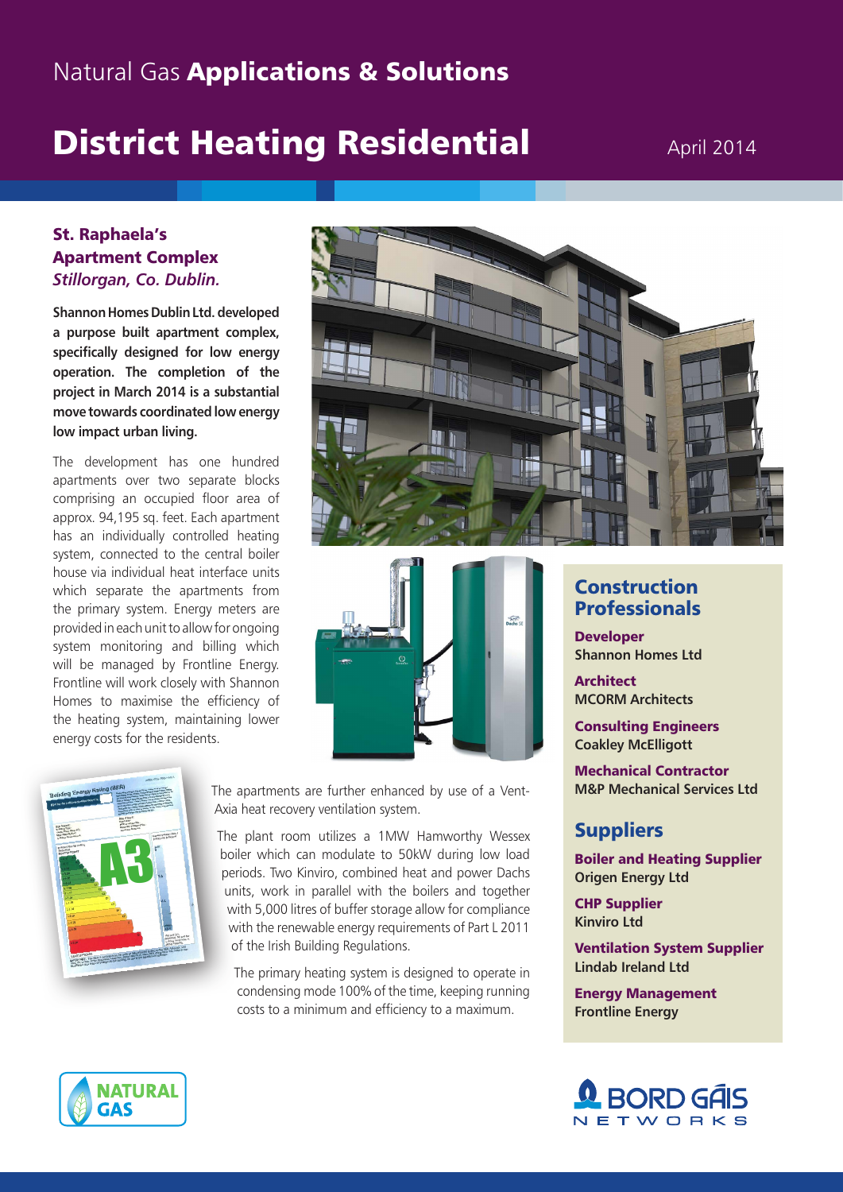Natural Gas **Applications & Solutions**

# District Heating Residential

April 2014

## St. Raphaela's Apartment Complex
*Stillorgan, Co. Dublin.*

**Shannon Homes Dublin Ltd. developed a purpose built apartment complex, specifically designed for low energy operation. The completion of the project in March 2014 is a substantial move towards coordinated low energy low impact urban living.**

The development has one hundred apartments over two separate blocks comprising an occupied floor area of approx. 94,195 sq. feet. Each apartment has an individually controlled heating system, connected to the central boiler house via individual heat interface units which separate the apartments from the primary system. Energy meters are provided in each unit to allow for ongoing system monitoring and billing which will be managed by Frontline Energy. Frontline will work closely with Shannon Homes to maximise the efficiency of the heating system, maintaining lower energy costs for the residents.

The apartments are further enhanced by use of a Vent-Axia heat recovery ventilation system.

The plant room utilizes a 1MW Hamworthy Wessex boiler which can modulate to 50kW during low load periods. Two Kinviro, combined heat and power Dachs units, work in parallel with the boilers and together with 5,000 litres of buffer storage allow for compliance with the renewable energy requirements of Part L 2011 of the Irish Building Regulations.

The primary heating system is designed to operate in condensing mode 100% of the time, keeping running costs to a minimum and efficiency to a maximum.

## Construction Professionals

**Developer**
Shannon Homes Ltd

**Architect**
MCORM Architects

**Consulting Engineers**
Coakley McElligott

**Mechanical Contractor**
M&P Mechanical Services Ltd

## Suppliers

**Boiler and Heating Supplier**
Origen Energy Ltd

**CHP Supplier**
Kinviro Ltd

**Ventilation System Supplier**
Lindab Ireland Ltd

**Energy Management**
Frontline Energy

NATURAL GAS

BORD GÁIS NETWORKS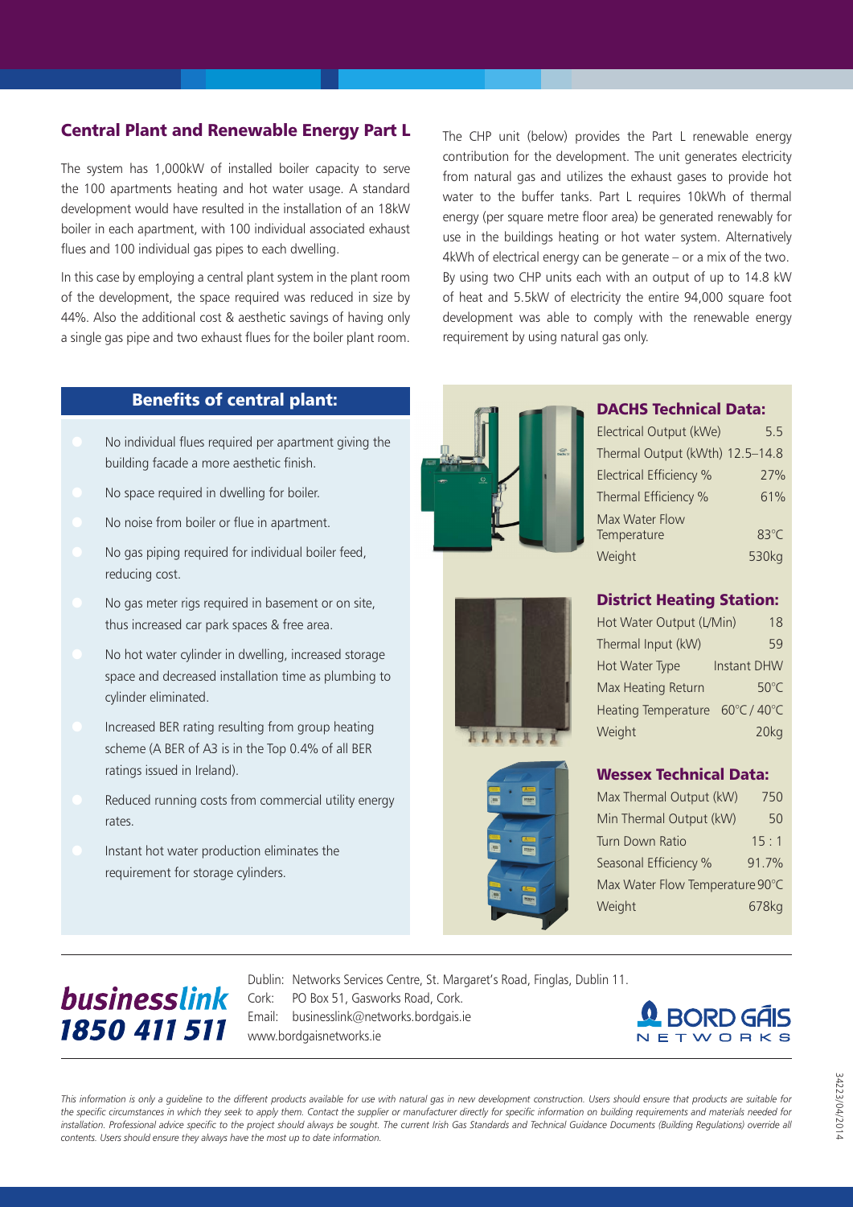## Central Plant and Renewable Energy Part L

The system has 1,000kW of installed boiler capacity to serve the 100 apartments heating and hot water usage. A standard development would have resulted in the installation of an 18kW boiler in each apartment, with 100 individual associated exhaust flues and 100 individual gas pipes to each dwelling.

In this case by employing a central plant system in the plant room of the development, the space required was reduced in size by 44%. Also the additional cost & aesthetic savings of having only a single gas pipe and two exhaust flues for the boiler plant room.

The CHP unit (below) provides the Part L renewable energy contribution for the development. The unit generates electricity from natural gas and utilizes the exhaust gases to provide hot water to the buffer tanks. Part L requires 10kWh of thermal energy (per square metre floor area) be generated renewably for use in the buildings heating or hot water system. Alternatively 4kWh of electrical energy can be generate – or a mix of the two. By using two CHP units each with an output of up to 14.8 kW of heat and 5.5kW of electricity the entire 94,000 square foot development was able to comply with the renewable energy requirement by using natural gas only.

### Benefits of central plant:

- No individual flues required per apartment giving the building facade a more aesthetic finish.
- No space required in dwelling for boiler.
- No noise from boiler or flue in apartment.
- No gas piping required for individual boiler feed, reducing cost.
- No gas meter rigs required in basement or on site, thus increased car park spaces & free area.
- No hot water cylinder in dwelling, increased storage space and decreased installation time as plumbing to cylinder eliminated.
- Increased BER rating resulting from group heating scheme (A BER of A3 is in the Top 0.4% of all BER ratings issued in Ireland).
- Reduced running costs from commercial utility energy rates.
- Instant hot water production eliminates the requirement for storage cylinders.

### DACHS Technical Data:

| | |
|---|---|
| Electrical Output (kWe) | 5.5 |
| Thermal Output (kWth) | 12.5–14.8 |
| Electrical Efficiency % | 27% |
| Thermal Efficiency % | 61% |
| Max Water Flow Temperature | 83°C |
| Weight | 530kg |

### District Heating Station:

| | |
|---|---|
| Hot Water Output (L/Min) | 18 |
| Thermal Input (kW) | 59 |
| Hot Water Type | Instant DHW |
| Max Heating Return | 50°C |
| Heating Temperature | 60°C / 40°C |
| Weight | 20kg |

### Wessex Technical Data:

| | |
|---|---|
| Max Thermal Output (kW) | 750 |
| Min Thermal Output (kW) | 50 |
| Turn Down Ratio | 15 : 1 |
| Seasonal Efficiency % | 91.7% |
| Max Water Flow Temperature | 90°C |
| Weight | 678kg |

**businesslink 1850 411 511**

Dublin: Networks Services Centre, St. Margaret's Road, Finglas, Dublin 11.
Cork: PO Box 51, Gasworks Road, Cork.
Email: businesslink@networks.bordgais.ie
www.bordgaisnetworks.ie

BORD GÁIS NETWORKS

*This information is only a guideline to the different products available for use with natural gas in new development construction. Users should ensure that products are suitable for the specific circumstances in which they seek to apply them. Contact the supplier or manufacturer directly for specific information on building requirements and materials needed for installation. Professional advice specific to the project should always be sought. The current Irish Gas Standards and Technical Guidance Documents (Building Regulations) override all contents. Users should ensure they always have the most up to date information.*

3423/04/2014